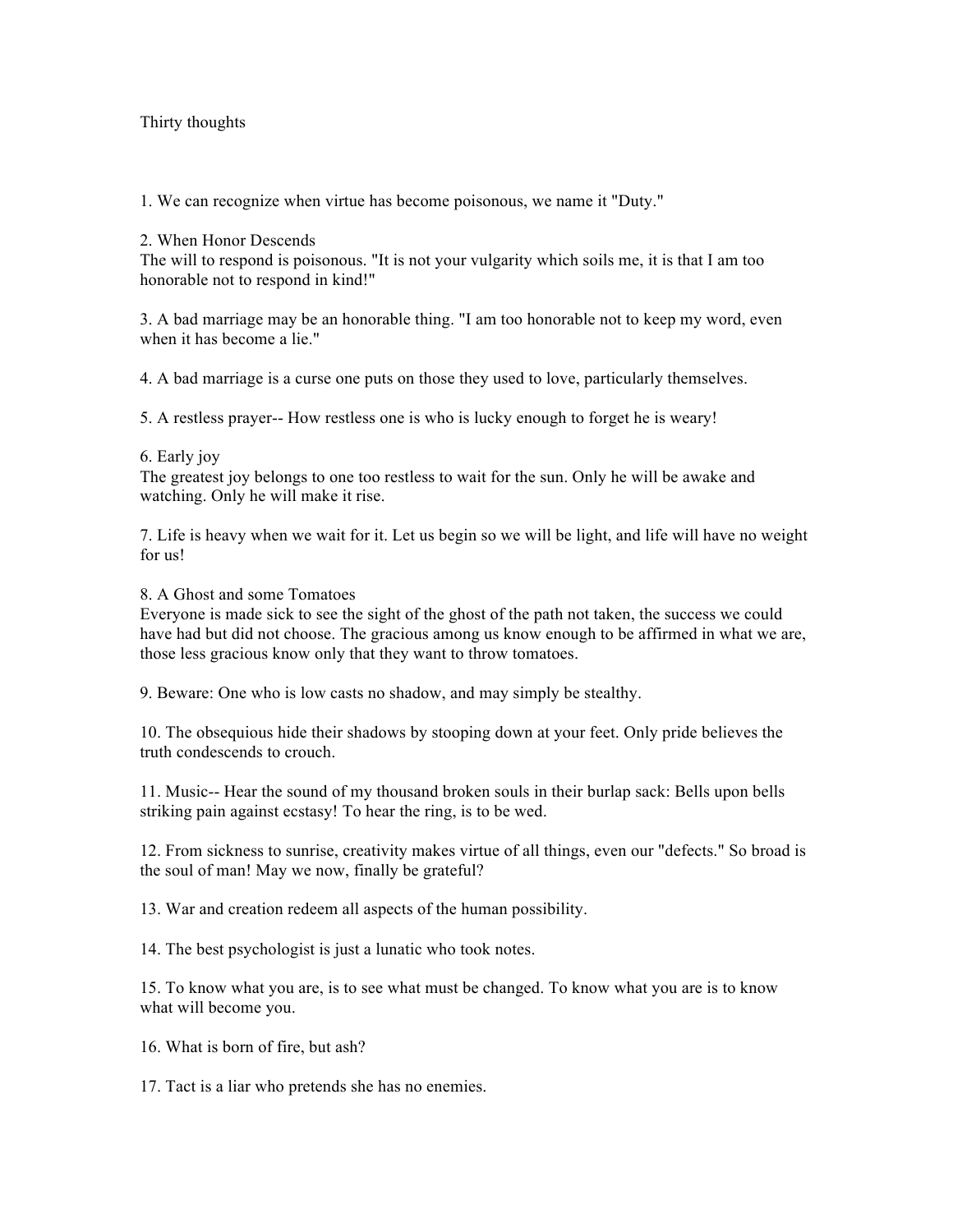# Thirty thoughts

1. We can recognize when virtue has become poisonous, we name it "Duty."

2. When Honor Descends
The will to respond is poisonous. "It is not your vulgarity which soils me, it is that I am too honorable not to respond in kind!"

3. A bad marriage may be an honorable thing. "I am too honorable not to keep my word, even when it has become a lie."

4. A bad marriage is a curse one puts on those they used to love, particularly themselves.

5. A restless prayer-- How restless one is who is lucky enough to forget he is weary!

6. Early joy
The greatest joy belongs to one too restless to wait for the sun. Only he will be awake and watching. Only he will make it rise.

7. Life is heavy when we wait for it. Let us begin so we will be light, and life will have no weight for us!

8. A Ghost and some Tomatoes
Everyone is made sick to see the sight of the ghost of the path not taken, the success we could have had but did not choose. The gracious among us know enough to be affirmed in what we are, those less gracious know only that they want to throw tomatoes.

9. Beware: One who is low casts no shadow, and may simply be stealthy.

10. The obsequious hide their shadows by stooping down at your feet. Only pride believes the truth condescends to crouch.

11. Music-- Hear the sound of my thousand broken souls in their burlap sack: Bells upon bells striking pain against ecstasy! To hear the ring, is to be wed.

12. From sickness to sunrise, creativity makes virtue of all things, even our "defects." So broad is the soul of man! May we now, finally be grateful?

13. War and creation redeem all aspects of the human possibility.

14. The best psychologist is just a lunatic who took notes.

15. To know what you are, is to see what must be changed. To know what you are is to know what will become you.

16. What is born of fire, but ash?

17. Tact is a liar who pretends she has no enemies.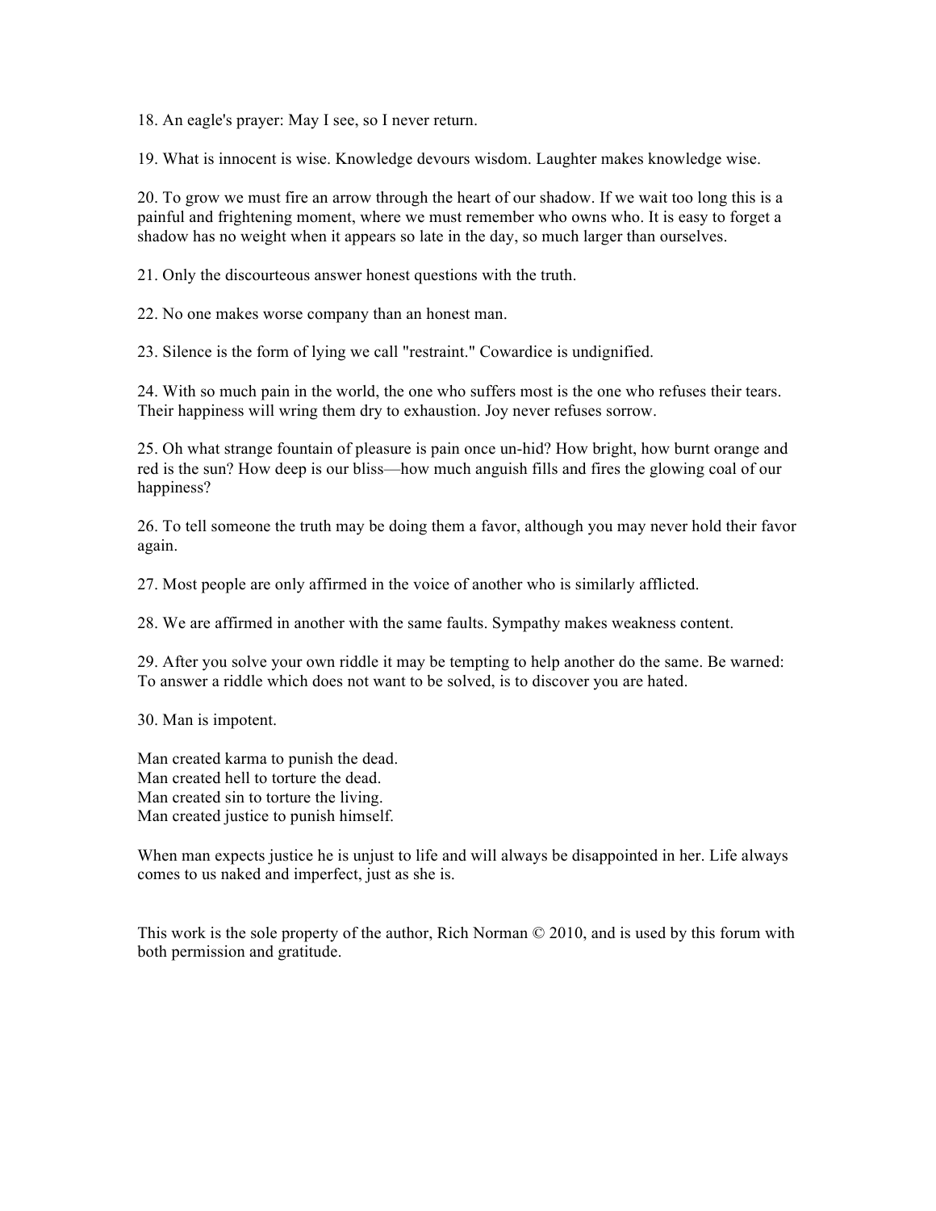18. An eagle's prayer: May I see, so I never return.

19. What is innocent is wise. Knowledge devours wisdom. Laughter makes knowledge wise.

20. To grow we must fire an arrow through the heart of our shadow. If we wait too long this is a painful and frightening moment, where we must remember who owns who. It is easy to forget a shadow has no weight when it appears so late in the day, so much larger than ourselves.

21. Only the discourteous answer honest questions with the truth.

22. No one makes worse company than an honest man.

23. Silence is the form of lying we call "restraint." Cowardice is undignified.

24. With so much pain in the world, the one who suffers most is the one who refuses their tears. Their happiness will wring them dry to exhaustion. Joy never refuses sorrow.

25. Oh what strange fountain of pleasure is pain once un-hid? How bright, how burnt orange and red is the sun? How deep is our bliss—how much anguish fills and fires the glowing coal of our happiness?

26. To tell someone the truth may be doing them a favor, although you may never hold their favor again.

27. Most people are only affirmed in the voice of another who is similarly afflicted.

28. We are affirmed in another with the same faults. Sympathy makes weakness content.

29. After you solve your own riddle it may be tempting to help another do the same. Be warned: To answer a riddle which does not want to be solved, is to discover you are hated.

30. Man is impotent.

Man created karma to punish the dead.
Man created hell to torture the dead.
Man created sin to torture the living.
Man created justice to punish himself.

When man expects justice he is unjust to life and will always be disappointed in her. Life always comes to us naked and imperfect, just as she is.

This work is the sole property of the author, Rich Norman © 2010, and is used by this forum with both permission and gratitude.